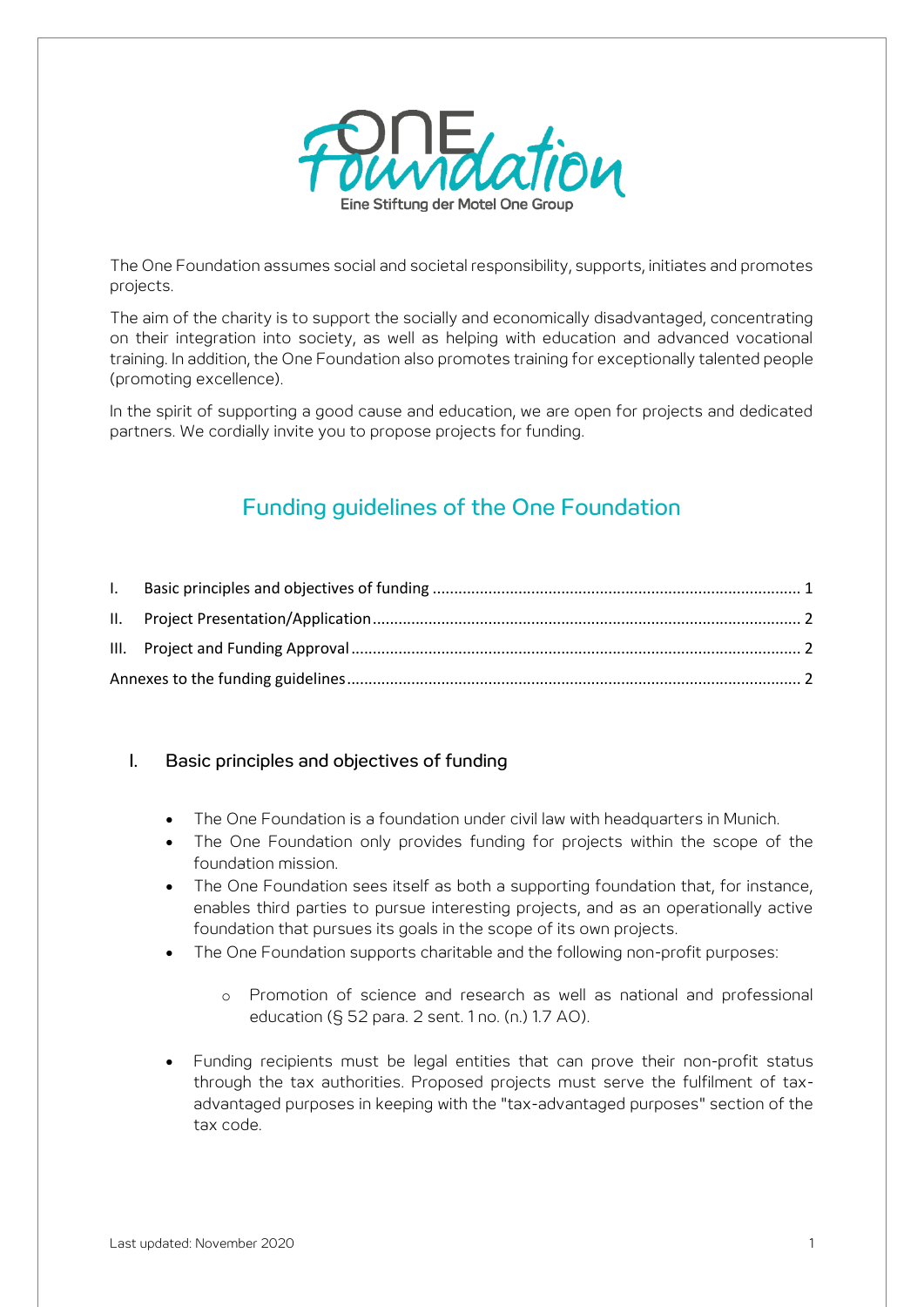The One Foundation assumes social and societal responsibility, supports, initiates and promotes projects.

The aim of the charity is to support the socially and economically disadvantaged, concentrating on their integration into society, as well as helping with education and advanced vocational training. In addition, the One Foundation also promotes training for exceptionally talented people (promoting excellence).

In the spirit of supporting a good cause and education, we are open for projects and dedicated partners. We cordially invite you to propose projects for funding.

# Funding guidelines of the One Foundation

I. Basic principles and objectives of funding ........ 1
II. Project Presentation/Application ........ 2
III. Project and Funding Approval ........ 2
Annexes to the funding guidelines ........ 2

## I. Basic principles and objectives of funding

- The One Foundation is a foundation under civil law with headquarters in Munich.
- The One Foundation only provides funding for projects within the scope of the foundation mission.
- The One Foundation sees itself as both a supporting foundation that, for instance, enables third parties to pursue interesting projects, and as an operationally active foundation that pursues its goals in the scope of its own projects.
- The One Foundation supports charitable and the following non-profit purposes:
    - Promotion of science and research as well as national and professional education (§ 52 para. 2 sent. 1 no. (n.) 1.7 AO).
- Funding recipients must be legal entities that can prove their non-profit status through the tax authorities. Proposed projects must serve the fulfilment of tax-advantaged purposes in keeping with the "tax-advantaged purposes" section of the tax code.

Last updated: November 2020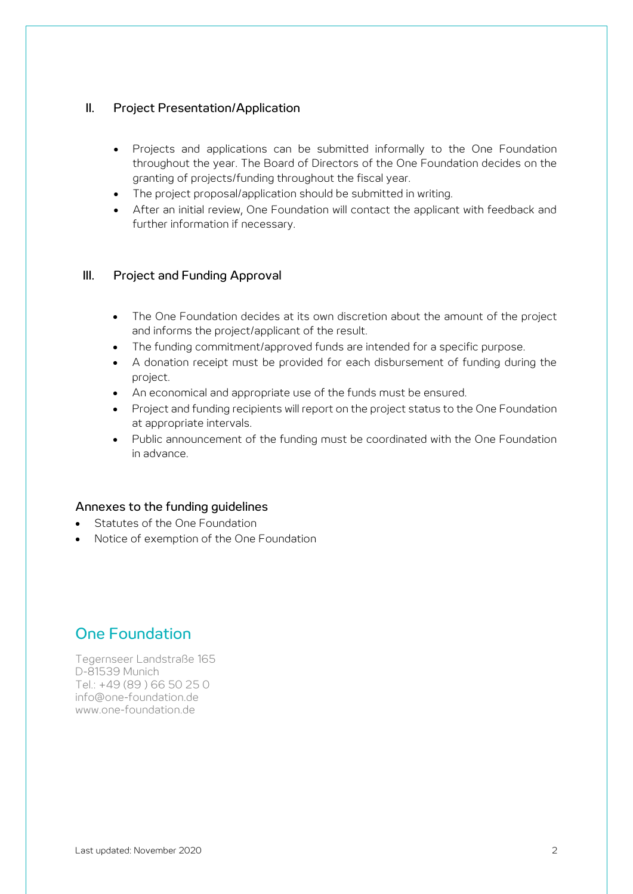## II. Project Presentation/Application

- Projects and applications can be submitted informally to the One Foundation throughout the year. The Board of Directors of the One Foundation decides on the granting of projects/funding throughout the fiscal year.
- The project proposal/application should be submitted in writing.
- After an initial review, One Foundation will contact the applicant with feedback and further information if necessary.

## III. Project and Funding Approval

- The One Foundation decides at its own discretion about the amount of the project and informs the project/applicant of the result.
- The funding commitment/approved funds are intended for a specific purpose.
- A donation receipt must be provided for each disbursement of funding during the project.
- An economical and appropriate use of the funds must be ensured.
- Project and funding recipients will report on the project status to the One Foundation at appropriate intervals.
- Public announcement of the funding must be coordinated with the One Foundation in advance.

### Annexes to the funding guidelines

- Statutes of the One Foundation
- Notice of exemption of the One Foundation

## One Foundation

Tegernseer Landstraße 165
D-81539 Munich
Tel.: +49 (89 ) 66 50 25 0
info@one-foundation.de
www.one-foundation.de

Last updated: November 2020